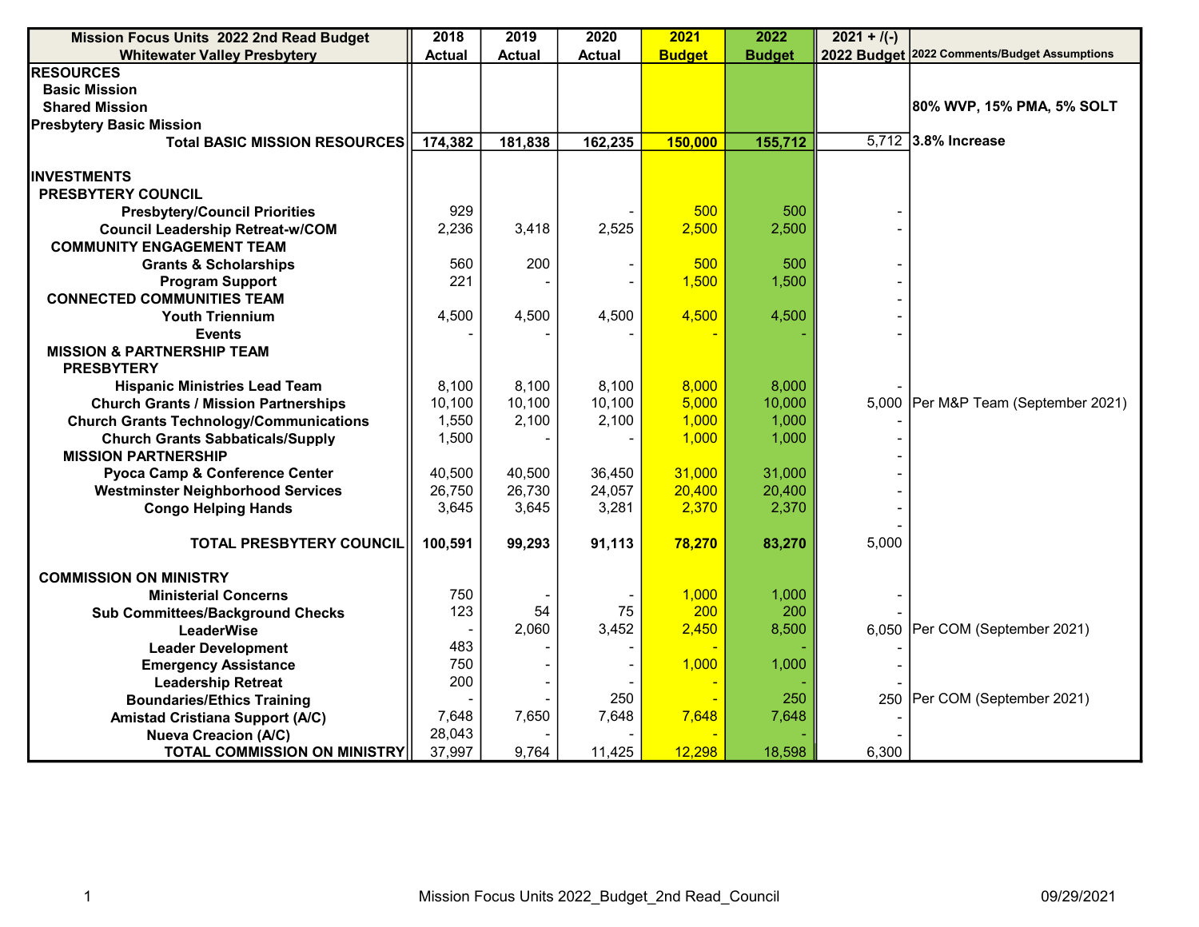| Mission Focus Units 2022 2nd Read Budget Whitewater Valley Presbytery | 2018 Actual | 2019 Actual | 2020 Actual | 2021 Budget | 2022 Budget | 2021 + /(-) 2022 Budget | 2022 Comments/Budget Assumptions |
|---|---|---|---|---|---|---|---|
| **RESOURCES** | | | | | | | |
| **Basic Mission** | | | | | | | |
| **Shared Mission** | | | | | | | **80% WVP, 15% PMA, 5% SOLT** |
| **Presbytery Basic Mission** | | | | | | | |
| **Total BASIC MISSION RESOURCES** | **174,382** | **181,838** | **162,235** | **150,000** | **155,712** | 5,712 | **3.8% Increase** |
| | | | | | | | |
| **INVESTMENTS** | | | | | | | |
| **PRESBYTERY COUNCIL** | | | | | | | |
| **Presbytery/Council Priorities** | 929 | | - | 500 | 500 | - | |
| **Council Leadership Retreat-w/COM** | 2,236 | 3,418 | 2,525 | 2,500 | 2,500 | - | |
| **COMMUNITY ENGAGEMENT TEAM** | | | | | | | |
| **Grants & Scholarships** | 560 | 200 | - | 500 | 500 | - | |
| **Program Support** | 221 | - | - | 1,500 | 1,500 | - | |
| **CONNECTED COMMUNITIES TEAM** | | | | | | - | |
| **Youth Triennium** | 4,500 | 4,500 | 4,500 | 4,500 | 4,500 | - | |
| **Events** | - | - | - | - | - | - | |
| **MISSION & PARTNERSHIP TEAM** | | | | | | | |
| **PRESBYTERY** | | | | | | | |
| **Hispanic Ministries Lead Team** | 8,100 | 8,100 | 8,100 | 8,000 | 8,000 | - | |
| **Church Grants / Mission Partnerships** | 10,100 | 10,100 | 10,100 | 5,000 | 10,000 | 5,000 | Per M&P Team (September 2021) |
| **Church Grants Technology/Communications** | 1,550 | 2,100 | 2,100 | 1,000 | 1,000 | - | |
| **Church Grants Sabbaticals/Supply** | 1,500 | - | - | 1,000 | 1,000 | - | |
| **MISSION PARTNERSHIP** | | | | | | - | |
| **Pyoca Camp & Conference Center** | 40,500 | 40,500 | 36,450 | 31,000 | 31,000 | - | |
| **Westminster Neighborhood Services** | 26,750 | 26,730 | 24,057 | 20,400 | 20,400 | - | |
| **Congo Helping Hands** | 3,645 | 3,645 | 3,281 | 2,370 | 2,370 | - | |
| | | | | | | - | |
| **TOTAL PRESBYTERY COUNCIL** | **100,591** | **99,293** | **91,113** | **78,270** | **83,270** | 5,000 | |
| | | | | | | | |
| **COMMISSION ON MINISTRY** | | | | | | | |
| **Ministerial Concerns** | 750 | - | - | 1,000 | 1,000 | - | |
| **Sub Committees/Background Checks** | 123 | 54 | 75 | 200 | 200 | - | |
| **LeaderWise** | - | 2,060 | 3,452 | 2,450 | 8,500 | 6,050 | Per COM (September 2021) |
| **Leader Development** | 483 | - | - | - | - | - | |
| **Emergency Assistance** | 750 | - | - | 1,000 | 1,000 | - | |
| **Leadership Retreat** | 200 | - | - | - | - | - | |
| **Boundaries/Ethics Training** | - | - | 250 | - | 250 | 250 | Per COM (September 2021) |
| **Amistad Cristiana Support (A/C)** | 7,648 | 7,650 | 7,648 | 7,648 | 7,648 | - | |
| **Nueva Creacion (A/C)** | 28,043 | - | - | - | - | - | |
| **TOTAL COMMISSION ON MINISTRY** | 37,997 | 9,764 | 11,425 | 12,298 | 18,598 | 6,300 | |

Mission Focus Units 2022_Budget_2nd Read_Council 09/29/2021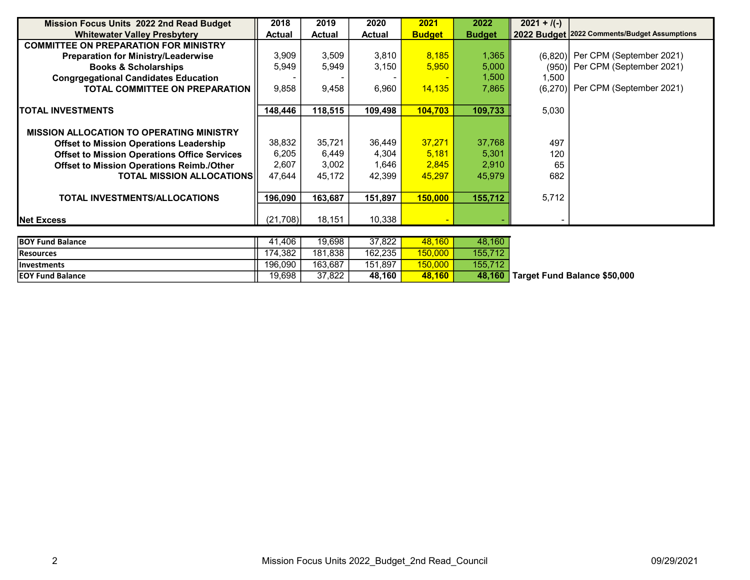| Mission Focus Units 2022 2nd Read Budget Whitewater Valley Presbytery | 2018 Actual | 2019 Actual | 2020 Actual | 2021 Budget | 2022 Budget | 2021 + /(-) 2022 Budget | 2022 Comments/Budget Assumptions |
|---|---|---|---|---|---|---|---|
| **COMMITTEE ON PREPARATION FOR MINISTRY** | | | | | | | |
| **Preparation for Ministry/Leaderwise** | 3,909 | 3,509 | 3,810 | 8,185 | 1,365 | (6,820) | Per CPM (September 2021) |
| **Books & Scholarships** | 5,949 | 5,949 | 3,150 | 5,950 | 5,000 | (950) | Per CPM (September 2021) |
| **Congrgegational Candidates Education** | - | - | - | - | 1,500 | 1,500 | |
| **TOTAL COMMITTEE ON PREPARATION** | 9,858 | 9,458 | 6,960 | 14,135 | 7,865 | (6,270) | Per CPM (September 2021) |
| **TOTAL INVESTMENTS** | **148,446** | **118,515** | **109,498** | **104,703** | **109,733** | 5,030 | |
| **MISSION ALLOCATION TO OPERATING MINISTRY** | | | | | | | |
| **Offset to Mission Operations Leadership** | 38,832 | 35,721 | 36,449 | 37,271 | 37,768 | 497 | |
| **Offset to Mission Operations Office Services** | 6,205 | 6,449 | 4,304 | 5,181 | 5,301 | 120 | |
| **Offset to Mission Operations Reimb./Other** | 2,607 | 3,002 | 1,646 | 2,845 | 2,910 | 65 | |
| **TOTAL MISSION ALLOCATIONS** | 47,644 | 45,172 | 42,399 | 45,297 | 45,979 | 682 | |
| **TOTAL INVESTMENTS/ALLOCATIONS** | **196,090** | **163,687** | **151,897** | **150,000** | **155,712** | 5,712 | |
| **Net Excess** | (21,708) | 18,151 | 10,338 | - | - | - | |

| | | | | | | |
|---|---|---|---|---|---|---|
| **BOY Fund Balance** | 41,406 | 19,698 | 37,822 | 48,160 | 48,160 | |
| **Resources** | 174,382 | 181,838 | 162,235 | 150,000 | 155,712 | |
| **Investments** | 196,090 | 163,687 | 151,897 | 150,000 | 155,712 | |
| **EOY Fund Balance** | 19,698 | 37,822 | **48,160** | **48,160** | **48,160** | **Target Fund Balance $50,000** |